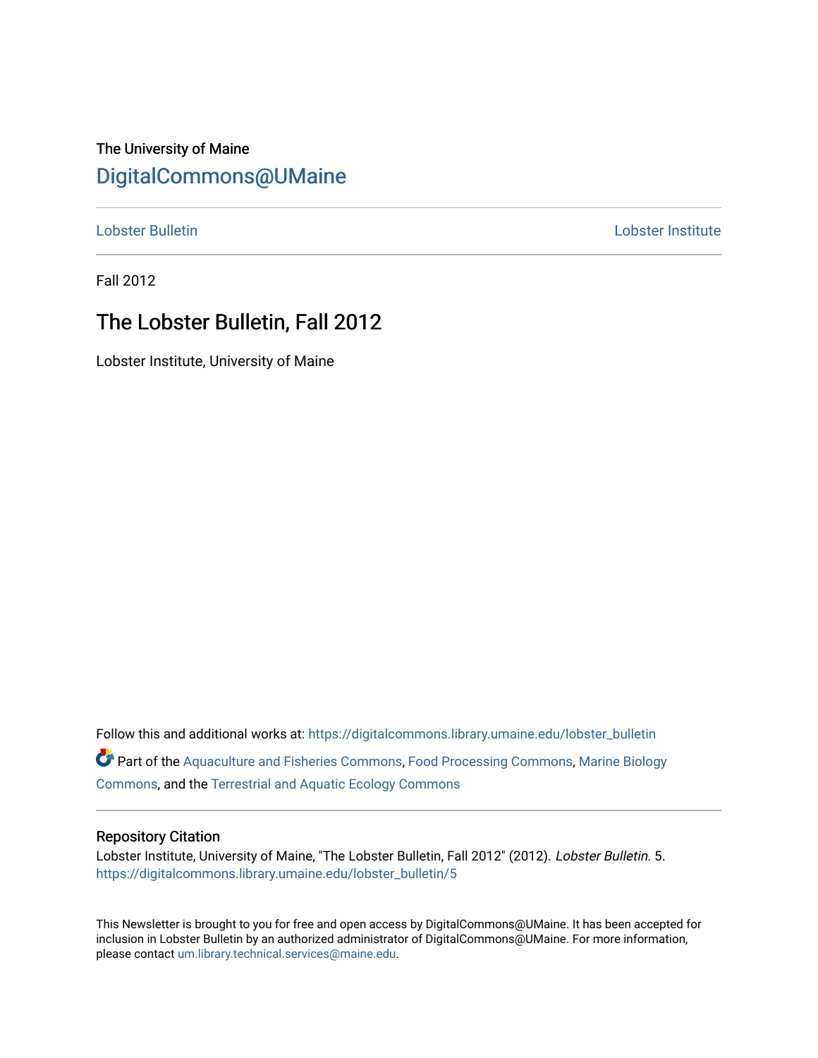The University of Maine

DigitalCommons@UMaine

Lobster Bulletin | Lobster Institute

Fall 2012

# The Lobster Bulletin, Fall 2012

Lobster Institute, University of Maine

Follow this and additional works at: https://digitalcommons.library.umaine.edu/lobster_bulletin

Part of the Aquaculture and Fisheries Commons, Food Processing Commons, Marine Biology Commons, and the Terrestrial and Aquatic Ecology Commons

## Repository Citation

Lobster Institute, University of Maine, "The Lobster Bulletin, Fall 2012" (2012). *Lobster Bulletin*. 5.
https://digitalcommons.library.umaine.edu/lobster_bulletin/5

This Newsletter is brought to you for free and open access by DigitalCommons@UMaine. It has been accepted for inclusion in Lobster Bulletin by an authorized administrator of DigitalCommons@UMaine. For more information, please contact um.library.technical.services@maine.edu.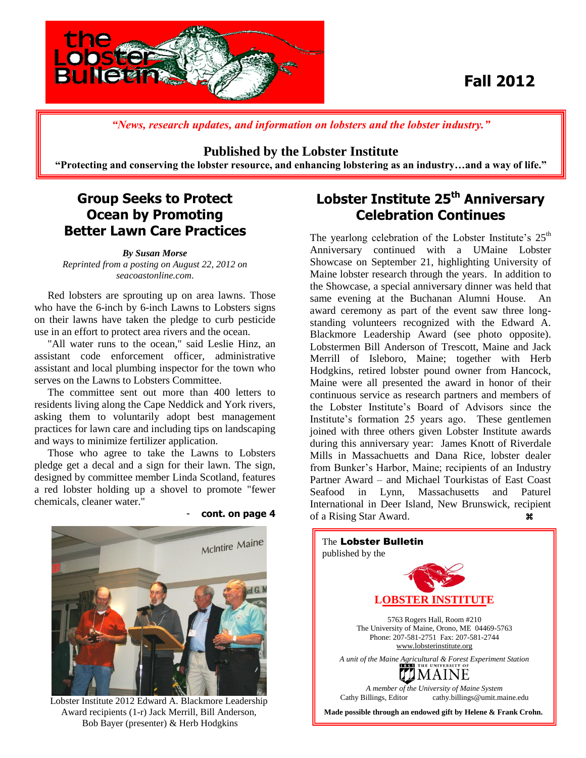# the Lobster Bulletin

**Fall 2012**

*"News, research updates, and information on lobsters and the lobster industry."*

**Published by the Lobster Institute**

**"Protecting and conserving the lobster resource, and enhancing lobstering as an industry…and a way of life."**

## Group Seeks to Protect Ocean by Promoting Better Lawn Care Practices

***By Susan Morse***
*Reprinted from a posting on August 22, 2012 on seacoastonline.com.*

Red lobsters are sprouting up on area lawns. Those who have the 6-inch by 6-inch Lawns to Lobsters signs on their lawns have taken the pledge to curb pesticide use in an effort to protect area rivers and the ocean.

"All water runs to the ocean," said Leslie Hinz, an assistant code enforcement officer, administrative assistant and local plumbing inspector for the town who serves on the Lawns to Lobsters Committee.

The committee sent out more than 400 letters to residents living along the Cape Neddick and York rivers, asking them to voluntarily adopt best management practices for lawn care and including tips on landscaping and ways to minimize fertilizer application.

Those who agree to take the Lawns to Lobsters pledge get a decal and a sign for their lawn. The sign, designed by committee member Linda Scotland, features a red lobster holding up a shovel to promote "fewer chemicals, cleaner water."

\- **cont. on page 4**

Lobster Institute 2012 Edward A. Blackmore Leadership Award recipients (l-r) Jack Merrill, Bill Anderson, Bob Bayer (presenter) & Herb Hodgkins

## Lobster Institute 25th Anniversary Celebration Continues

The yearlong celebration of the Lobster Institute's 25th Anniversary continued with a UMaine Lobster Showcase on September 21, highlighting University of Maine lobster research through the years. In addition to the Showcase, a special anniversary dinner was held that same evening at the Buchanan Alumni House. An award ceremony as part of the event saw three long-standing volunteers recognized with the Edward A. Blackmore Leadership Award (see photo opposite). Lobstermen Bill Anderson of Trescott, Maine and Jack Merrill of Isleboro, Maine; together with Herb Hodgkins, retired lobster pound owner from Hancock, Maine were all presented the award in honor of their continuous service as research partners and members of the Lobster Institute's Board of Advisors since the Institute's formation 25 years ago. These gentlemen joined with three others given Lobster Institute awards during this anniversary year: James Knott of Riverdale Mills in Massachusetts and Dana Rice, lobster dealer from Bunker's Harbor, Maine; recipients of an Industry Partner Award – and Michael Tourkistas of East Coast Seafood in Lynn, Massachusetts and Paturel International in Deer Island, New Brunswick, recipient of a Rising Star Award. ⌘

The **Lobster Bulletin** published by the

**LOBSTER INSTITUTE**

5763 Rogers Hall, Room #210
The University of Maine, Orono, ME 04469-5763
Phone: 207-581-2751 Fax: 207-581-2744
www.lobsterinstitute.org

*A unit of the Maine Agricultural & Forest Experiment Station*

THE UNIVERSITY OF MAINE

*A member of the University of Maine System*

Cathy Billings, Editor cathy.billings@umit.maine.edu

**Made possible through an endowed gift by Helene & Frank Crohn.**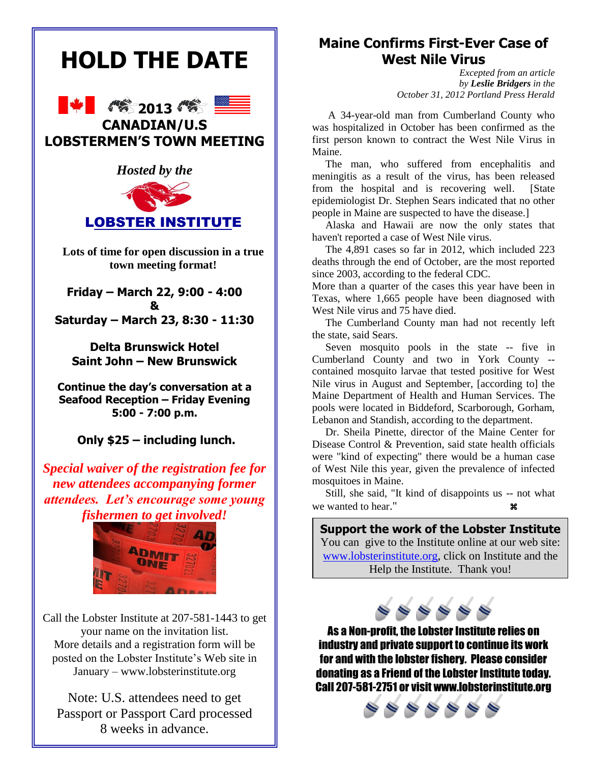# HOLD THE DATE

## 2013 CANADIAN/U.S LOBSTERMEN'S TOWN MEETING

*Hosted by the*

**LOBSTER INSTITUTE**

**Lots of time for open discussion in a true town meeting format!**

**Friday – March 22, 9:00 - 4:00**
**&**
**Saturday – March 23, 8:30 - 11:30**

**Delta Brunswick Hotel**
**Saint John – New Brunswick**

**Continue the day's conversation at a Seafood Reception – Friday Evening 5:00 - 7:00 p.m.**

**Only $25 – including lunch.**

***Special waiver of the registration fee for new attendees accompanying former attendees. Let's encourage some young fishermen to get involved!***

Call the Lobster Institute at 207-581-1443 to get your name on the invitation list. More details and a registration form will be posted on the Lobster Institute's Web site in January – www.lobsterinstitute.org

Note: U.S. attendees need to get Passport or Passport Card processed 8 weeks in advance.

## Maine Confirms First-Ever Case of West Nile Virus

*Excepted from an article by* ***Leslie Bridgers*** *in the October 31, 2012 Portland Press Herald*

A 34-year-old man from Cumberland County who was hospitalized in October has been confirmed as the first person known to contract the West Nile Virus in Maine.

The man, who suffered from encephalitis and meningitis as a result of the virus, has been released from the hospital and is recovering well. [State epidemiologist Dr. Stephen Sears indicated that no other people in Maine are suspected to have the disease.]

Alaska and Hawaii are now the only states that haven't reported a case of West Nile virus.

The 4,891 cases so far in 2012, which included 223 deaths through the end of October, are the most reported since 2003, according to the federal CDC.

More than a quarter of the cases this year have been in Texas, where 1,665 people have been diagnosed with West Nile virus and 75 have died.

The Cumberland County man had not recently left the state, said Sears.

Seven mosquito pools in the state -- five in Cumberland County and two in York County -- contained mosquito larvae that tested positive for West Nile virus in August and September, [according to] the Maine Department of Health and Human Services. The pools were located in Biddeford, Scarborough, Gorham, Lebanon and Standish, according to the department.

Dr. Sheila Pinette, director of the Maine Center for Disease Control & Prevention, said state health officials were "kind of expecting" there would be a human case of West Nile this year, given the prevalence of infected mosquitoes in Maine.

Still, she said, "It kind of disappoints us -- not what we wanted to hear." ⌘

**Support the work of the Lobster Institute**

You can give to the Institute online at our web site: www.lobsterinstitute.org, click on Institute and the Help the Institute. Thank you!

**As a Non-profit, the Lobster Institute relies on industry and private support to continue its work for and with the lobster fishery. Please consider donating as a Friend of the Lobster Institute today. Call 207-581-2751 or visit www.lobsterinstitute.org**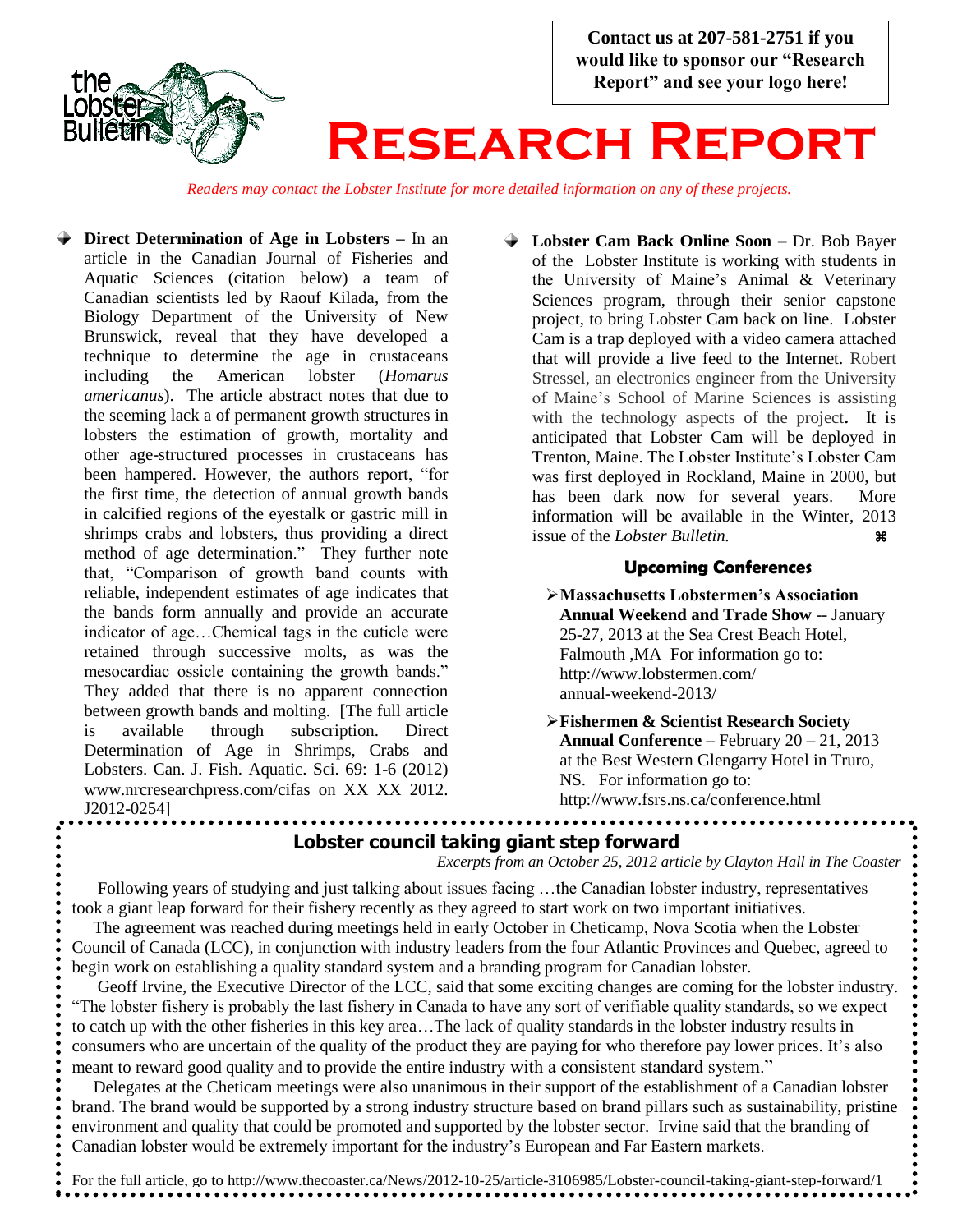Contact us at 207-581-2751 if you would like to sponsor our "Research Report" and see your logo here!

# Research Report

*Readers may contact the Lobster Institute for more detailed information on any of these projects.*

- **Direct Determination of Age in Lobsters –** In an article in the Canadian Journal of Fisheries and Aquatic Sciences (citation below) a team of Canadian scientists led by Raouf Kilada, from the Biology Department of the University of New Brunswick, reveal that they have developed a technique to determine the age in crustaceans including the American lobster (*Homarus americanus*). The article abstract notes that due to the seeming lack a of permanent growth structures in lobsters the estimation of growth, mortality and other age-structured processes in crustaceans has been hampered. However, the authors report, "for the first time, the detection of annual growth bands in calcified regions of the eyestalk or gastric mill in shrimps crabs and lobsters, thus providing a direct method of age determination." They further note that, "Comparison of growth band counts with reliable, independent estimates of age indicates that the bands form annually and provide an accurate indicator of age…Chemical tags in the cuticle were retained through successive molts, as was the mesocardiac ossicle containing the growth bands." They added that there is no apparent connection between growth bands and molting. [The full article is available through subscription. Direct Determination of Age in Shrimps, Crabs and Lobsters. Can. J. Fish. Aquatic. Sci. 69: 1-6 (2012) www.nrcresearchpress.com/cifas on XX XX 2012. J2012-0254]

- **Lobster Cam Back Online Soon** – Dr. Bob Bayer of the Lobster Institute is working with students in the University of Maine's Animal & Veterinary Sciences program, through their senior capstone project, to bring Lobster Cam back on line. Lobster Cam is a trap deployed with a video camera attached that will provide a live feed to the Internet. Robert Stressel, an electronics engineer from the University of Maine's School of Marine Sciences is assisting with the technology aspects of the project. It is anticipated that Lobster Cam will be deployed in Trenton, Maine. The Lobster Institute's Lobster Cam was first deployed in Rockland, Maine in 2000, but has been dark now for several years. More information will be available in the Winter, 2013 issue of the *Lobster Bulletin.* ⌘

### Upcoming Conferences

- **Massachusetts Lobstermen's Association Annual Weekend and Trade Show** -- January 25-27, 2013 at the Sea Crest Beach Hotel, Falmouth ,MA For information go to: http://www.lobstermen.com/annual-weekend-2013/
- **Fishermen & Scientist Research Society Annual Conference –** February 20 – 21, 2013 at the Best Western Glengarry Hotel in Truro, NS. For information go to: http://www.fsrs.ns.ca/conference.html

## Lobster council taking giant step forward

*Excerpts from an October 25, 2012 article by Clayton Hall in The Coaster*

Following years of studying and just talking about issues facing …the Canadian lobster industry, representatives took a giant leap forward for their fishery recently as they agreed to start work on two important initiatives.

The agreement was reached during meetings held in early October in Cheticamp, Nova Scotia when the Lobster Council of Canada (LCC), in conjunction with industry leaders from the four Atlantic Provinces and Quebec, agreed to begin work on establishing a quality standard system and a branding program for Canadian lobster.

Geoff Irvine, the Executive Director of the LCC, said that some exciting changes are coming for the lobster industry. "The lobster fishery is probably the last fishery in Canada to have any sort of verifiable quality standards, so we expect to catch up with the other fisheries in this key area…The lack of quality standards in the lobster industry results in consumers who are uncertain of the quality of the product they are paying for who therefore pay lower prices. It's also meant to reward good quality and to provide the entire industry with a consistent standard system."

Delegates at the Cheticamp meetings were also unanimous in their support of the establishment of a Canadian lobster brand. The brand would be supported by a strong industry structure based on brand pillars such as sustainability, pristine environment and quality that could be promoted and supported by the lobster sector. Irvine said that the branding of Canadian lobster would be extremely important for the industry's European and Far Eastern markets.

For the full article, go to http://www.thecoaster.ca/News/2012-10-25/article-3106985/Lobster-council-taking-giant-step-forward/1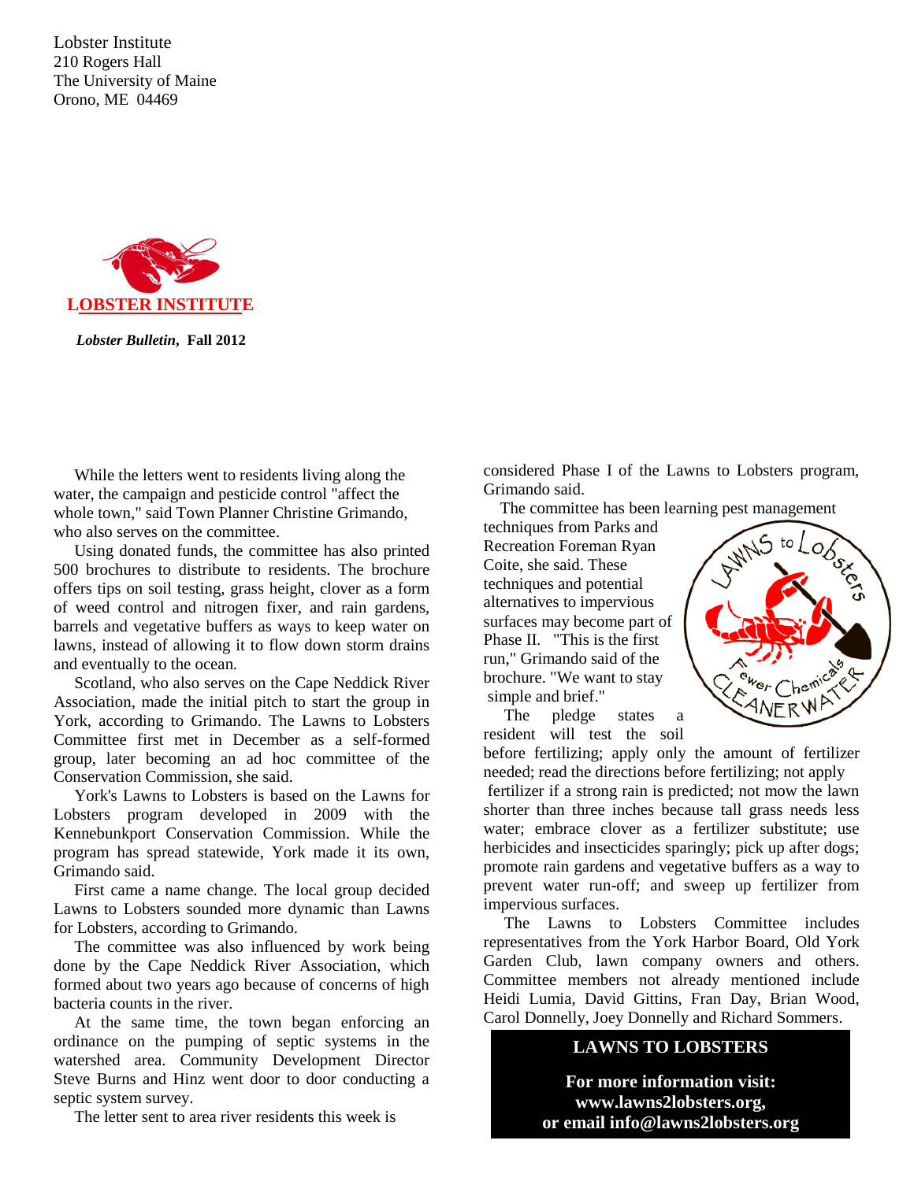Lobster Institute
210 Rogers Hall
The University of Maine
Orono, ME 04469

LOBSTER INSTITUTE

***Lobster Bulletin*, Fall 2012**

While the letters went to residents living along the water, the campaign and pesticide control "affect the whole town," said Town Planner Christine Grimando, who also serves on the committee.

Using donated funds, the committee has also printed 500 brochures to distribute to residents. The brochure offers tips on soil testing, grass height, clover as a form of weed control and nitrogen fixer, and rain gardens, barrels and vegetative buffers as ways to keep water on lawns, instead of allowing it to flow down storm drains and eventually to the ocean.

Scotland, who also serves on the Cape Neddick River Association, made the initial pitch to start the group in York, according to Grimando. The Lawns to Lobsters Committee first met in December as a self-formed group, later becoming an ad hoc committee of the Conservation Commission, she said.

York's Lawns to Lobsters is based on the Lawns for Lobsters program developed in 2009 with the Kennebunkport Conservation Commission. While the program has spread statewide, York made it its own, Grimando said.

First came a name change. The local group decided Lawns to Lobsters sounded more dynamic than Lawns for Lobsters, according to Grimando.

The committee was also influenced by work being done by the Cape Neddick River Association, which formed about two years ago because of concerns of high bacteria counts in the river.

At the same time, the town began enforcing an ordinance on the pumping of septic systems in the watershed area. Community Development Director Steve Burns and Hinz went door to door conducting a septic system survey.

The letter sent to area river residents this week is considered Phase I of the Lawns to Lobsters program, Grimando said.

The committee has been learning pest management techniques from Parks and Recreation Foreman Ryan Coite, she said. These techniques and potential alternatives to impervious surfaces may become part of Phase II. "This is the first run," Grimando said of the brochure. "We want to stay simple and brief."

LAWNS to Lobsters — Fewer Chemicals CLEANER WATER

The pledge states a resident will test the soil before fertilizing; apply only the amount of fertilizer needed; read the directions before fertilizing; not apply fertilizer if a strong rain is predicted; not mow the lawn shorter than three inches because tall grass needs less water; embrace clover as a fertilizer substitute; use herbicides and insecticides sparingly; pick up after dogs; promote rain gardens and vegetative buffers as a way to prevent water run-off; and sweep up fertilizer from impervious surfaces.

The Lawns to Lobsters Committee includes representatives from the York Harbor Board, Old York Garden Club, lawn company owners and others. Committee members not already mentioned include Heidi Lumia, David Gittins, Fran Day, Brian Wood, Carol Donnelly, Joey Donnelly and Richard Sommers.

**LAWNS TO LOBSTERS**

**For more information visit: www.lawns2lobsters.org, or email info@lawns2lobsters.org**